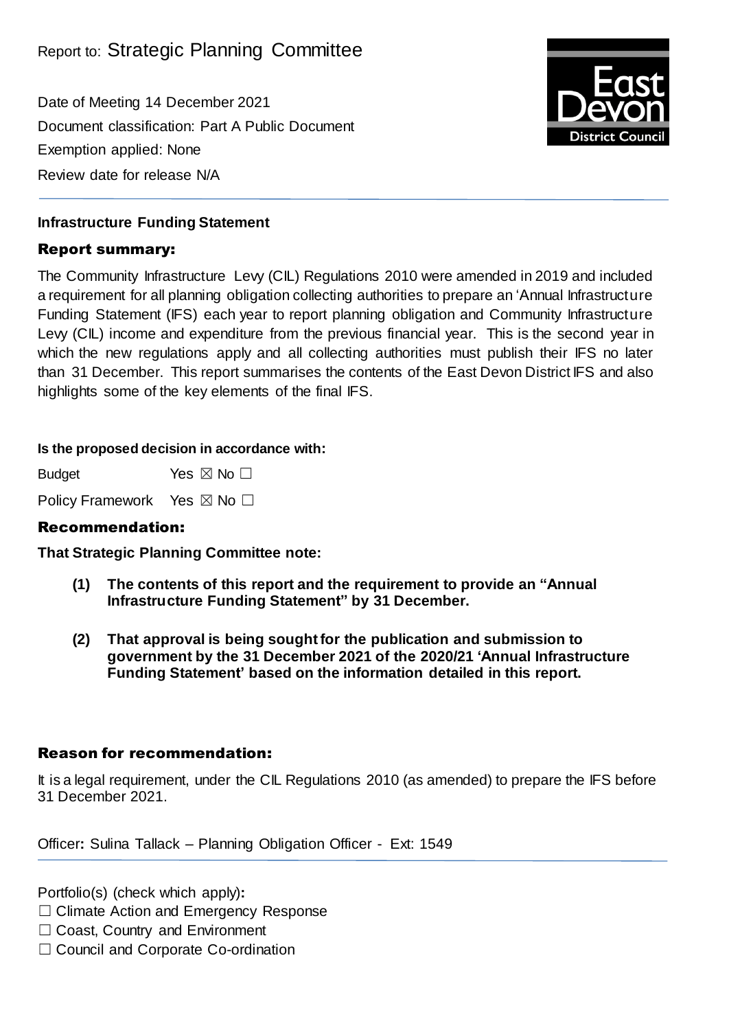Report to: Strategic Planning Committee

Date of Meeting 14 December 2021

Document classification: Part A Public Document

Exemption applied: None

Review date for release N/A

**Infrastructure Funding Statement**

## Report summary:

The Community Infrastructure Levy (CIL) Regulations 2010 were amended in 2019 and included a requirement for all planning obligation collecting authorities to prepare an 'Annual Infrastructure Funding Statement (IFS) each year to report planning obligation and Community Infrastructure Levy (CIL) income and expenditure from the previous financial year. This is the second year in which the new regulations apply and all collecting authorities must publish their IFS no later than 31 December. This report summarises the contents of the East Devon District IFS and also highlights some of the key elements of the final IFS.

**Is the proposed decision in accordance with:**

Budget Yes ☒ No ☐

Policy Framework Yes ☒ No ☐

## Recommendation:

**That Strategic Planning Committee note:**

**(1) The contents of this report and the requirement to provide an "Annual Infrastructure Funding Statement" by 31 December.**

**(2) That approval is being sought for the publication and submission to government by the 31 December 2021 of the 2020/21 'Annual Infrastructure Funding Statement' based on the information detailed in this report.**

## Reason for recommendation:

It is a legal requirement, under the CIL Regulations 2010 (as amended) to prepare the IFS before 31 December 2021.

Officer**:** Sulina Tallack – Planning Obligation Officer - Ext: 1549

Portfolio(s) (check which apply)**:**

☐ Climate Action and Emergency Response

☐ Coast, Country and Environment

☐ Council and Corporate Co-ordination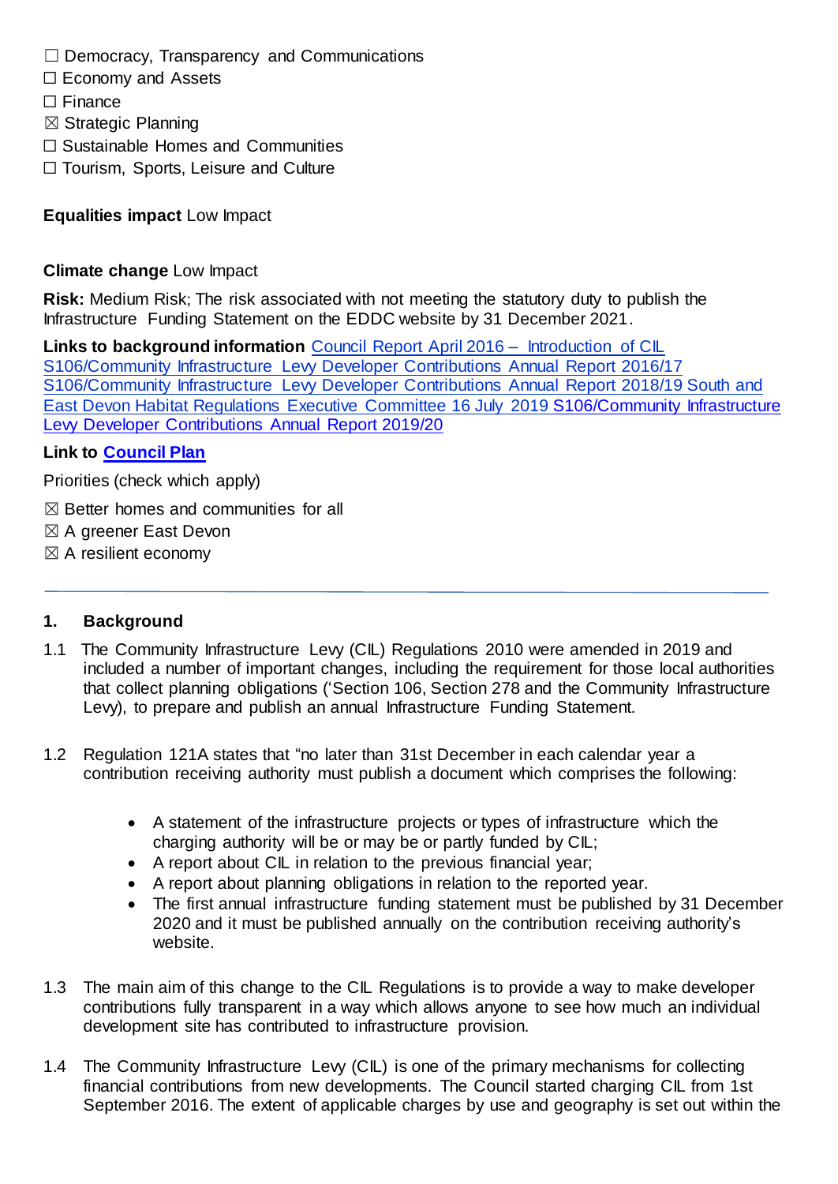☐ Democracy, Transparency and Communications
☐ Economy and Assets
☐ Finance
☒ Strategic Planning
☐ Sustainable Homes and Communities
☐ Tourism, Sports, Leisure and Culture

**Equalities impact** Low Impact

**Climate change** Low Impact

**Risk:** Medium Risk; The risk associated with not meeting the statutory duty to publish the Infrastructure Funding Statement on the EDDC website by 31 December 2021.

**Links to background information** Council Report April 2016 – Introduction of CIL S106/Community Infrastructure Levy Developer Contributions Annual Report 2016/17 S106/Community Infrastructure Levy Developer Contributions Annual Report 2018/19 South and East Devon Habitat Regulations Executive Committee 16 July 2019 S106/Community Infrastructure Levy Developer Contributions Annual Report 2019/20

**Link to Council Plan**

Priorities (check which apply)

☒ Better homes and communities for all
☒ A greener East Devon
☒ A resilient economy

---

## 1. Background

1.1 The Community Infrastructure Levy (CIL) Regulations 2010 were amended in 2019 and included a number of important changes, including the requirement for those local authorities that collect planning obligations ('Section 106, Section 278 and the Community Infrastructure Levy), to prepare and publish an annual Infrastructure Funding Statement.

1.2 Regulation 121A states that "no later than 31st December in each calendar year a contribution receiving authority must publish a document which comprises the following:

- A statement of the infrastructure projects or types of infrastructure which the charging authority will be or may be or partly funded by CIL;
- A report about CIL in relation to the previous financial year;
- A report about planning obligations in relation to the reported year.
- The first annual infrastructure funding statement must be published by 31 December 2020 and it must be published annually on the contribution receiving authority's website.

1.3 The main aim of this change to the CIL Regulations is to provide a way to make developer contributions fully transparent in a way which allows anyone to see how much an individual development site has contributed to infrastructure provision.

1.4 The Community Infrastructure Levy (CIL) is one of the primary mechanisms for collecting financial contributions from new developments. The Council started charging CIL from 1st September 2016. The extent of applicable charges by use and geography is set out within the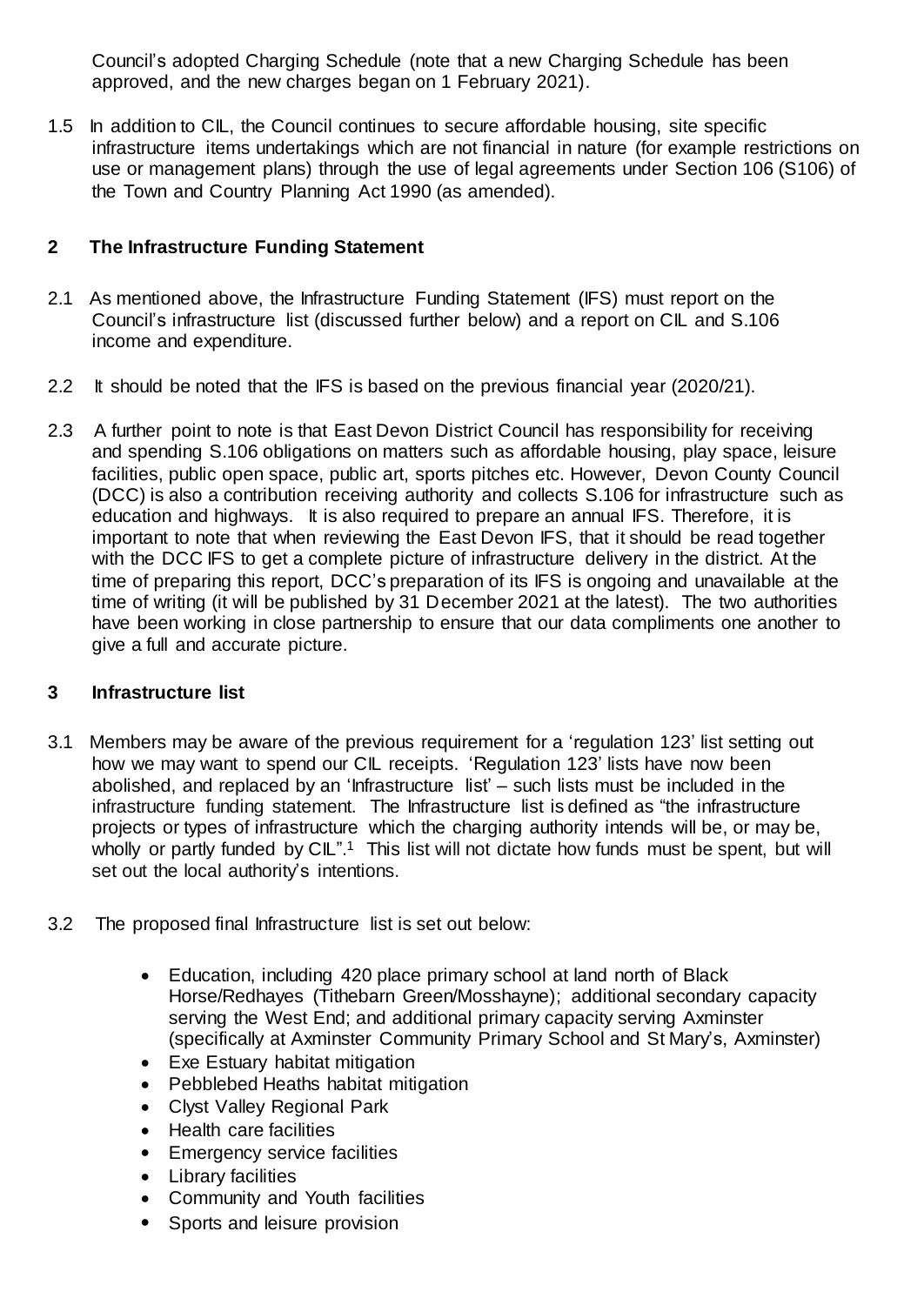Council's adopted Charging Schedule (note that a new Charging Schedule has been approved, and the new charges began on 1 February 2021).

1.5 In addition to CIL, the Council continues to secure affordable housing, site specific infrastructure items undertakings which are not financial in nature (for example restrictions on use or management plans) through the use of legal agreements under Section 106 (S106) of the Town and Country Planning Act 1990 (as amended).

## 2 The Infrastructure Funding Statement

2.1 As mentioned above, the Infrastructure Funding Statement (IFS) must report on the Council's infrastructure list (discussed further below) and a report on CIL and S.106 income and expenditure.

2.2 It should be noted that the IFS is based on the previous financial year (2020/21).

2.3 A further point to note is that East Devon District Council has responsibility for receiving and spending S.106 obligations on matters such as affordable housing, play space, leisure facilities, public open space, public art, sports pitches etc. However, Devon County Council (DCC) is also a contribution receiving authority and collects S.106 for infrastructure such as education and highways. It is also required to prepare an annual IFS. Therefore, it is important to note that when reviewing the East Devon IFS, that it should be read together with the DCC IFS to get a complete picture of infrastructure delivery in the district. At the time of preparing this report, DCC's preparation of its IFS is ongoing and unavailable at the time of writing (it will be published by 31 December 2021 at the latest). The two authorities have been working in close partnership to ensure that our data compliments one another to give a full and accurate picture.

## 3 Infrastructure list

3.1 Members may be aware of the previous requirement for a 'regulation 123' list setting out how we may want to spend our CIL receipts. 'Regulation 123' lists have now been abolished, and replaced by an 'Infrastructure list' – such lists must be included in the infrastructure funding statement. The Infrastructure list is defined as "the infrastructure projects or types of infrastructure which the charging authority intends will be, or may be, wholly or partly funded by CIL".[1] This list will not dictate how funds must be spent, but will set out the local authority's intentions.

3.2 The proposed final Infrastructure list is set out below:

- Education, including 420 place primary school at land north of Black Horse/Redhayes (Tithebarn Green/Mosshayne); additional secondary capacity serving the West End; and additional primary capacity serving Axminster (specifically at Axminster Community Primary School and St Mary's, Axminster)
- Exe Estuary habitat mitigation
- Pebblebed Heaths habitat mitigation
- Clyst Valley Regional Park
- Health care facilities
- Emergency service facilities
- Library facilities
- Community and Youth facilities
- Sports and leisure provision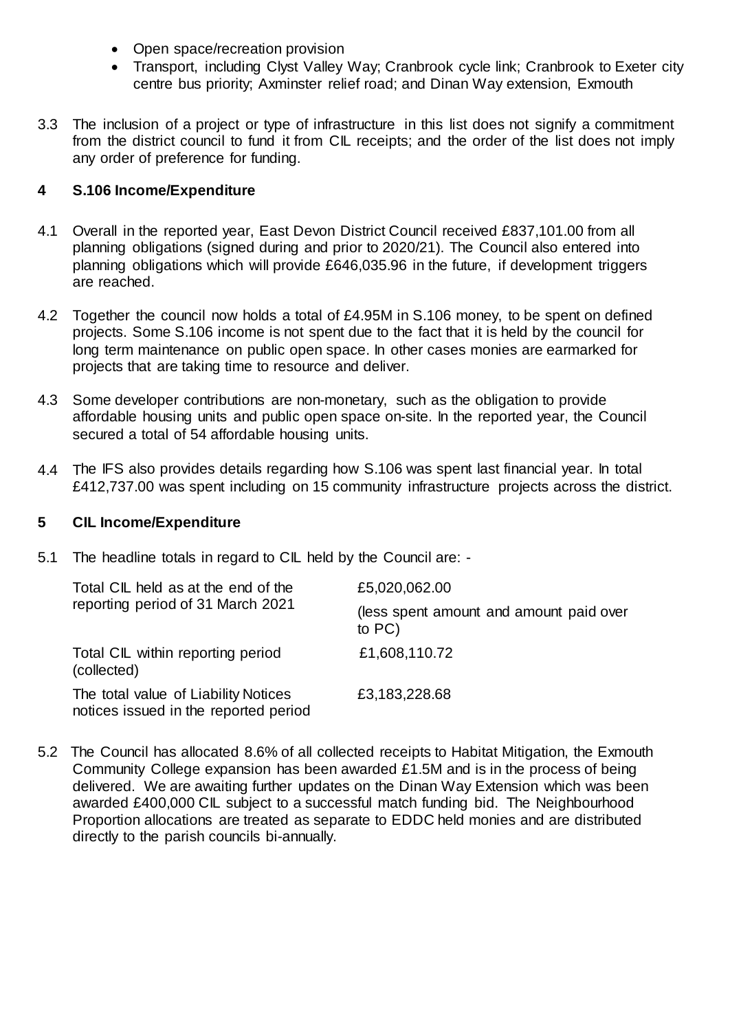- Open space/recreation provision
- Transport, including Clyst Valley Way; Cranbrook cycle link; Cranbrook to Exeter city centre bus priority; Axminster relief road; and Dinan Way extension, Exmouth

3.3 The inclusion of a project or type of infrastructure in this list does not signify a commitment from the district council to fund it from CIL receipts; and the order of the list does not imply any order of preference for funding.

## 4 S.106 Income/Expenditure

4.1 Overall in the reported year, East Devon District Council received £837,101.00 from all planning obligations (signed during and prior to 2020/21). The Council also entered into planning obligations which will provide £646,035.96 in the future, if development triggers are reached.

4.2 Together the council now holds a total of £4.95M in S.106 money, to be spent on defined projects. Some S.106 income is not spent due to the fact that it is held by the council for long term maintenance on public open space. In other cases monies are earmarked for projects that are taking time to resource and deliver.

4.3 Some developer contributions are non-monetary, such as the obligation to provide affordable housing units and public open space on-site. In the reported year, the Council secured a total of 54 affordable housing units.

4.4 The IFS also provides details regarding how S.106 was spent last financial year. In total £412,737.00 was spent including on 15 community infrastructure projects across the district.

## 5 CIL Income/Expenditure

5.1 The headline totals in regard to CIL held by the Council are: -

| | |
|---|---|
| Total CIL held as at the end of the reporting period of 31 March 2021 | £5,020,062.00 (less spent amount and amount paid over to PC) |
| Total CIL within reporting period (collected) | £1,608,110.72 |
| The total value of Liability Notices notices issued in the reported period | £3,183,228.68 |

5.2 The Council has allocated 8.6% of all collected receipts to Habitat Mitigation, the Exmouth Community College expansion has been awarded £1.5M and is in the process of being delivered. We are awaiting further updates on the Dinan Way Extension which was been awarded £400,000 CIL subject to a successful match funding bid. The Neighbourhood Proportion allocations are treated as separate to EDDC held monies and are distributed directly to the parish councils bi-annually.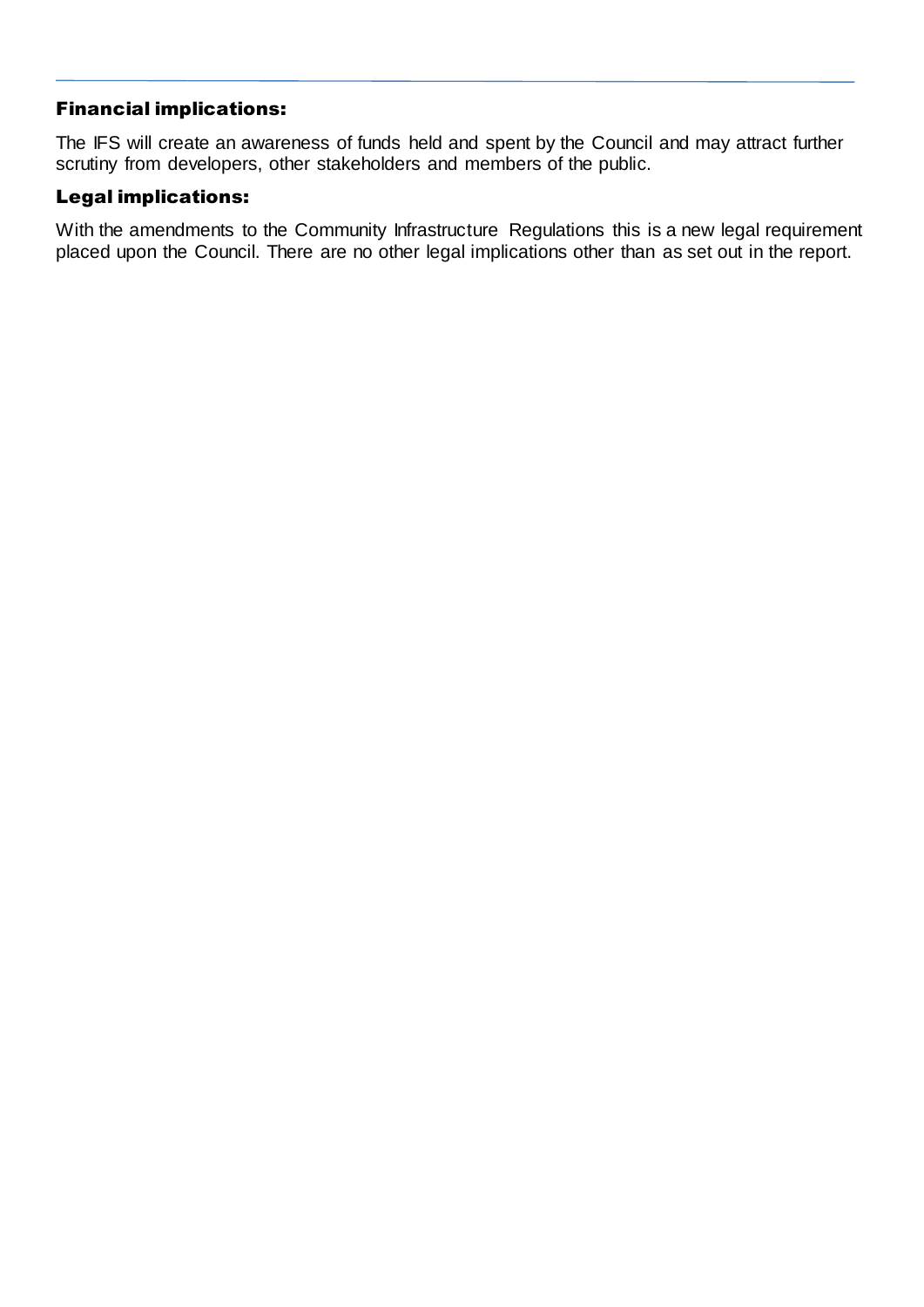### Financial implications:

The IFS will create an awareness of funds held and spent by the Council and may attract further scrutiny from developers, other stakeholders and members of the public.

### Legal implications:

With the amendments to the Community Infrastructure Regulations this is a new legal requirement placed upon the Council. There are no other legal implications other than as set out in the report.